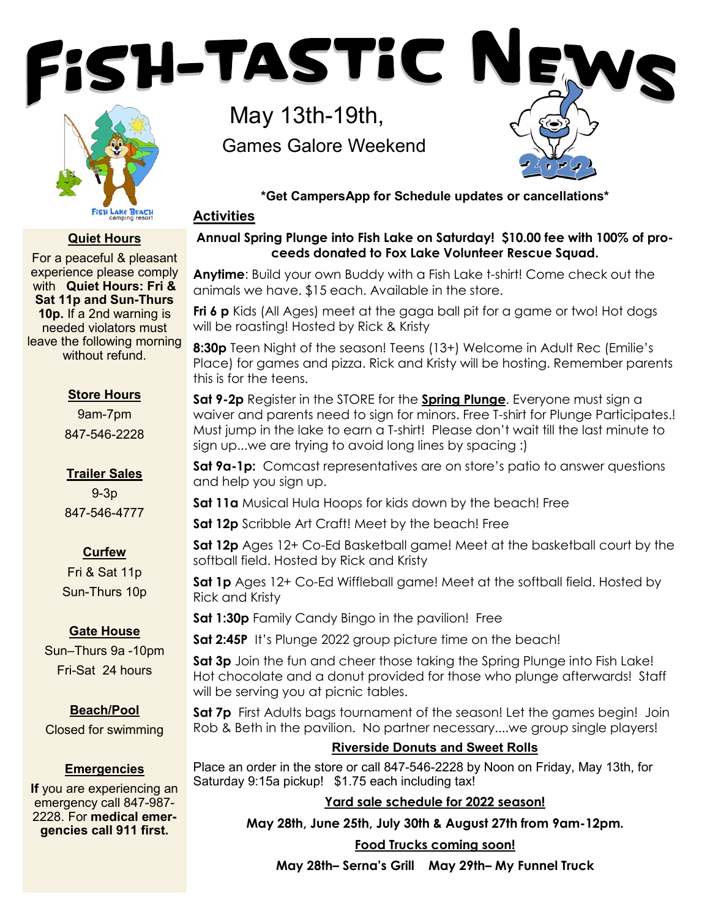# Fish-tastic News

May 13th-19th,

Games Galore Weekend

\*Get CampersApp for Schedule updates or cancellations\*

## Activities

**Annual Spring Plunge into Fish Lake on Saturday! $10.00 fee with 100% of proceeds donated to Fox Lake Volunteer Rescue Squad.**

**Anytime**: Build your own Buddy with a Fish Lake t-shirt! Come check out the animals we have. $15 each. Available in the store.

**Fri 6 p** Kids (All Ages) meet at the gaga ball pit for a game or two! Hot dogs will be roasting! Hosted by Rick & Kristy

**8:30p** Teen Night of the season! Teens (13+) Welcome in Adult Rec (Emilie's Place) for games and pizza. Rick and Kristy will be hosting. Remember parents this is for the teens.

**Sat 9-2p** Register in the STORE for the **Spring Plunge**. Everyone must sign a waiver and parents need to sign for minors. Free T-shirt for Plunge Participates.! Must jump in the lake to earn a T-shirt! Please don't wait till the last minute to sign up...we are trying to avoid long lines by spacing :)

**Sat 9a-1p:** Comcast representatives are on store's patio to answer questions and help you sign up.

**Sat 11a** Musical Hula Hoops for kids down by the beach! Free

**Sat 12p** Scribble Art Craft! Meet by the beach! Free

**Sat 12p** Ages 12+ Co-Ed Basketball game! Meet at the basketball court by the softball field. Hosted by Rick and Kristy

**Sat 1p** Ages 12+ Co-Ed Wiffleball game! Meet at the softball field. Hosted by Rick and Kristy

**Sat 1:30p** Family Candy Bingo in the pavilion! Free

**Sat 2:45P** It's Plunge 2022 group picture time on the beach!

**Sat 3p** Join the fun and cheer those taking the Spring Plunge into Fish Lake! Hot chocolate and a donut provided for those who plunge afterwards! Staff will be serving you at picnic tables.

**Sat 7p** First Adults bags tournament of the season! Let the games begin! Join Rob & Beth in the pavilion. No partner necessary....we group single players!

### Riverside Donuts and Sweet Rolls

Place an order in the store or call 847-546-2228 by Noon on Friday, May 13th, for Saturday 9:15a pickup! $1.75 each including tax!

### Yard sale schedule for 2022 season!

**May 28th, June 25th, July 30th & August 27th from 9am-12pm.**

### Food Trucks coming soon!

**May 28th– Serna's Grill May 29th– My Funnel Truck**

---

### Quiet Hours

For a peaceful & pleasant experience please comply with **Quiet Hours: Fri & Sat 11p and Sun-Thurs 10p.** If a 2nd warning is needed violators must leave the following morning without refund.

### Store Hours

9am-7pm

847-546-2228

### Trailer Sales

9-3p

847-546-4777

### Curfew

Fri & Sat 11p

Sun-Thurs 10p

### Gate House

Sun–Thurs 9a -10pm

Fri-Sat 24 hours

### Beach/Pool

Closed for swimming

### Emergencies

**If** you are experiencing an emergency call 847-987-2228. For **medical emergencies call 911 first.**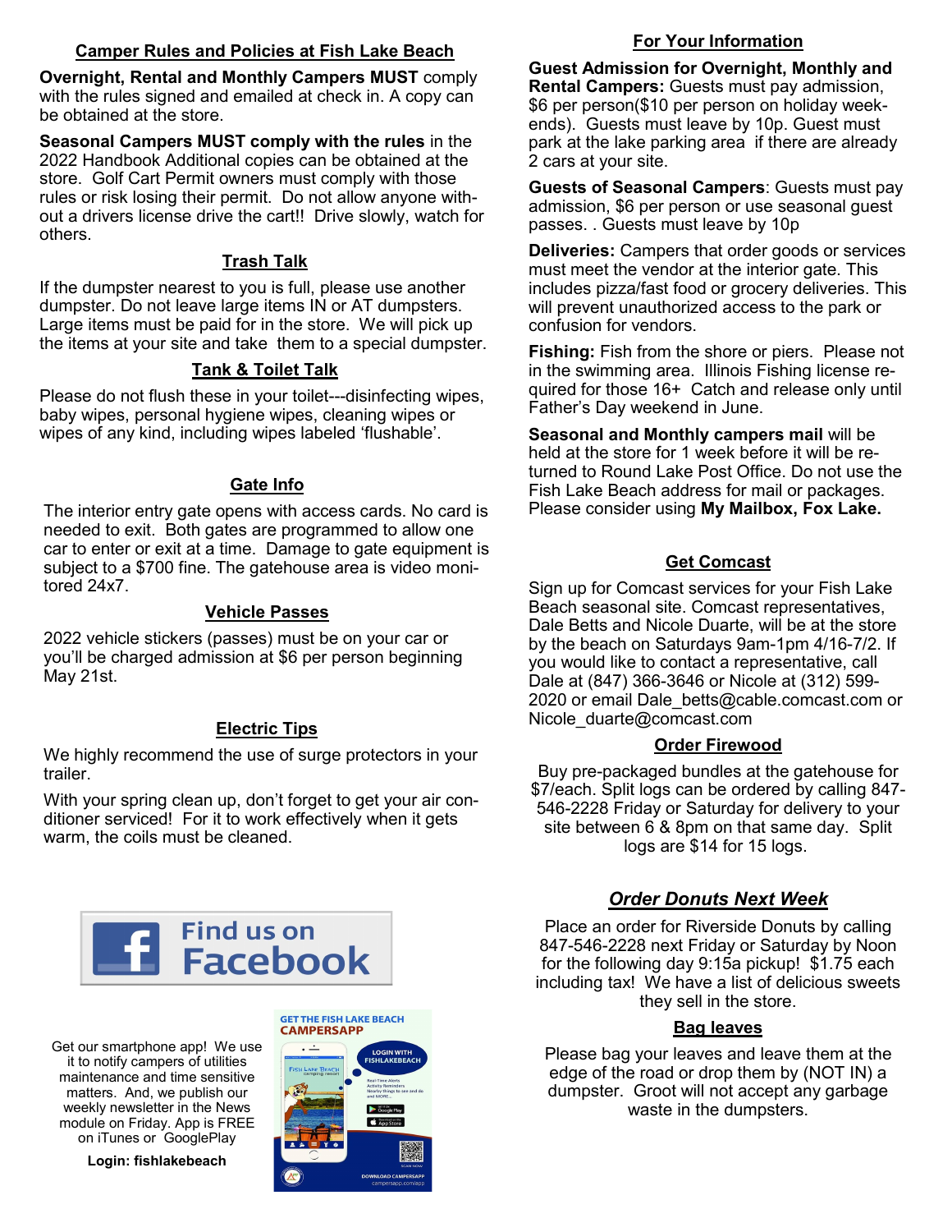## Camper Rules and Policies at Fish Lake Beach

**Overnight, Rental and Monthly Campers MUST** comply with the rules signed and emailed at check in. A copy can be obtained at the store.

**Seasonal Campers MUST comply with the rules** in the 2022 Handbook Additional copies can be obtained at the store. Golf Cart Permit owners must comply with those rules or risk losing their permit. Do not allow anyone without a drivers license drive the cart!! Drive slowly, watch for others.

## Trash Talk

If the dumpster nearest to you is full, please use another dumpster. Do not leave large items IN or AT dumpsters. Large items must be paid for in the store. We will pick up the items at your site and take them to a special dumpster.

## Tank & Toilet Talk

Please do not flush these in your toilet---disinfecting wipes, baby wipes, personal hygiene wipes, cleaning wipes or wipes of any kind, including wipes labeled 'flushable'.

## Gate Info

The interior entry gate opens with access cards. No card is needed to exit. Both gates are programmed to allow one car to enter or exit at a time. Damage to gate equipment is subject to a $700 fine. The gatehouse area is video monitored 24x7.

## Vehicle Passes

2022 vehicle stickers (passes) must be on your car or you'll be charged admission at $6 per person beginning May 21st.

## Electric Tips

We highly recommend the use of surge protectors in your trailer.

With your spring clean up, don't forget to get your air conditioner serviced! For it to work effectively when it gets warm, the coils must be cleaned.

Find us on Facebook

Get our smartphone app! We use it to notify campers of utilities maintenance and time sensitive matters. And, we publish our weekly newsletter in the News module on Friday. App is FREE on iTunes or GooglePlay

**Login: fishlakebeach**

GET THE FISH LAKE BEACH CAMPERSAPP

LOGIN WITH FISHLAKEBEACH

## For Your Information

**Guest Admission for Overnight, Monthly and Rental Campers:** Guests must pay admission, $6 per person($10 per person on holiday weekends). Guests must leave by 10p. Guest must park at the lake parking area if there are already 2 cars at your site.

**Guests of Seasonal Campers**: Guests must pay admission, $6 per person or use seasonal guest passes. . Guests must leave by 10p

**Deliveries:** Campers that order goods or services must meet the vendor at the interior gate. This includes pizza/fast food or grocery deliveries. This will prevent unauthorized access to the park or confusion for vendors.

**Fishing:** Fish from the shore or piers. Please not in the swimming area. Illinois Fishing license required for those 16+ Catch and release only until Father's Day weekend in June.

**Seasonal and Monthly campers mail** will be held at the store for 1 week before it will be returned to Round Lake Post Office. Do not use the Fish Lake Beach address for mail or packages. Please consider using **My Mailbox, Fox Lake.**

## Get Comcast

Sign up for Comcast services for your Fish Lake Beach seasonal site. Comcast representatives, Dale Betts and Nicole Duarte, will be at the store by the beach on Saturdays 9am-1pm 4/16-7/2. If you would like to contact a representative, call Dale at (847) 366-3646 or Nicole at (312) 599-2020 or email Dale_betts@cable.comcast.com or Nicole_duarte@comcast.com

## Order Firewood

Buy pre-packaged bundles at the gatehouse for $7/each. Split logs can be ordered by calling 847-546-2228 Friday or Saturday for delivery to your site between 6 & 8pm on that same day. Split logs are $14 for 15 logs.

## *Order Donuts Next Week*

Place an order for Riverside Donuts by calling 847-546-2228 next Friday or Saturday by Noon for the following day 9:15a pickup! $1.75 each including tax! We have a list of delicious sweets they sell in the store.

## Bag leaves

Please bag your leaves and leave them at the edge of the road or drop them by (NOT IN) a dumpster. Groot will not accept any garbage waste in the dumpsters.